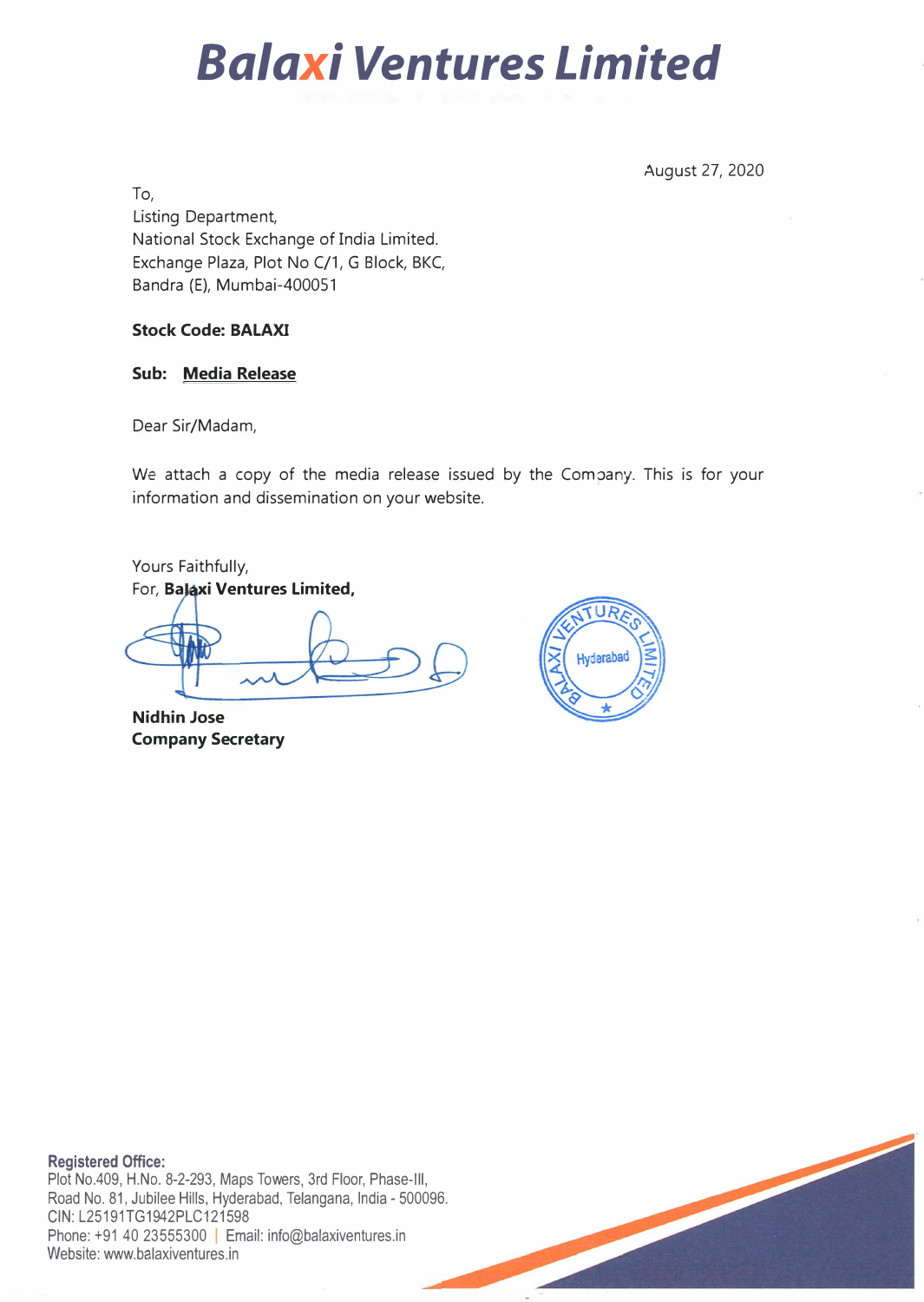# Balaxi Ventures Limited

August 27, 2020

To,
Listing Department,
National Stock Exchange of India Limited.
Exchange Plaza, Plot No C/1, G Block, BKC,
Bandra (E), Mumbai-400051

**Stock Code: BALAXI**

**Sub: Media Release**

Dear Sir/Madam,

We attach a copy of the media release issued by the Company. This is for your information and dissemination on your website.

Yours Faithfully,
For, **Balaxi Ventures Limited,**

**Nidhin Jose**
**Company Secretary**

**Registered Office:**
Plot No.409, H.No. 8-2-293, Maps Towers, 3rd Floor, Phase-III,
Road No. 81, Jubilee Hills, Hyderabad, Telangana, India - 500096.
CIN: L25191TG1942PLC121598
Phone: +91 40 23555300 | Email: info@balaxiventures.in
Website: www.balaxiventures.in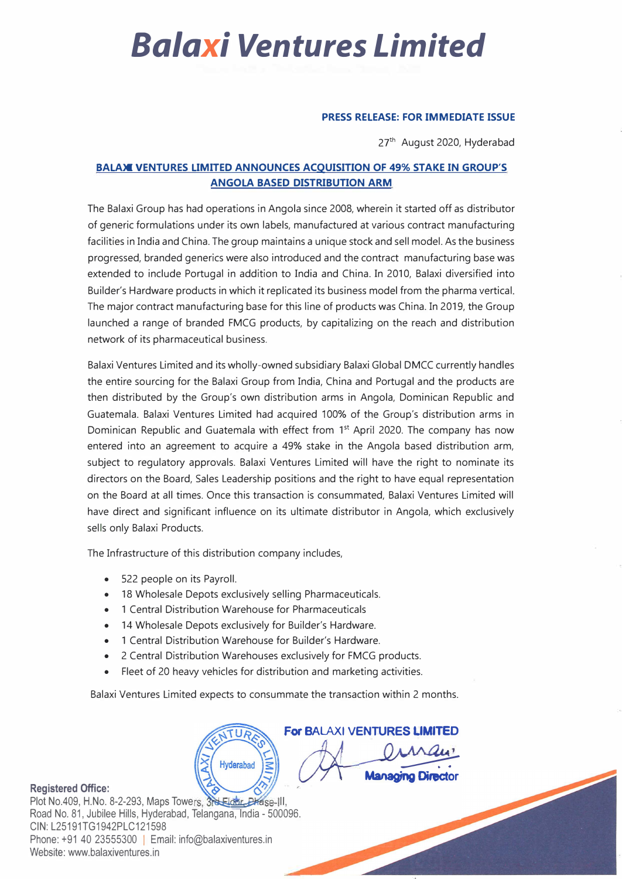# Balaxi Ventures Limited

**PRESS RELEASE: FOR IMMEDIATE ISSUE**

27th August 2020, Hyderabad

**BALAXI VENTURES LIMITED ANNOUNCES ACQUISITION OF 49% STAKE IN GROUP'S ANGOLA BASED DISTRIBUTION ARM**

The Balaxi Group has had operations in Angola since 2008, wherein it started off as distributor of generic formulations under its own labels, manufactured at various contract manufacturing facilities in India and China. The group maintains a unique stock and sell model. As the business progressed, branded generics were also introduced and the contract manufacturing base was extended to include Portugal in addition to India and China. In 2010, Balaxi diversified into Builder's Hardware products in which it replicated its business model from the pharma vertical. The major contract manufacturing base for this line of products was China. In 2019, the Group launched a range of branded FMCG products, by capitalizing on the reach and distribution network of its pharmaceutical business.

Balaxi Ventures Limited and its wholly-owned subsidiary Balaxi Global DMCC currently handles the entire sourcing for the Balaxi Group from India, China and Portugal and the products are then distributed by the Group's own distribution arms in Angola, Dominican Republic and Guatemala. Balaxi Ventures Limited had acquired 100% of the Group's distribution arms in Dominican Republic and Guatemala with effect from 1st April 2020. The company has now entered into an agreement to acquire a 49% stake in the Angola based distribution arm, subject to regulatory approvals. Balaxi Ventures Limited will have the right to nominate its directors on the Board, Sales Leadership positions and the right to have equal representation on the Board at all times. Once this transaction is consummated, Balaxi Ventures Limited will have direct and significant influence on its ultimate distributor in Angola, which exclusively sells only Balaxi Products.

The Infrastructure of this distribution company includes,

- 522 people on its Payroll.
- 18 Wholesale Depots exclusively selling Pharmaceuticals.
- 1 Central Distribution Warehouse for Pharmaceuticals
- 14 Wholesale Depots exclusively for Builder's Hardware.
- 1 Central Distribution Warehouse for Builder's Hardware.
- 2 Central Distribution Warehouses exclusively for FMCG products.
- Fleet of 20 heavy vehicles for distribution and marketing activities.

Balaxi Ventures Limited expects to consummate the transaction within 2 months.

For BALAXI VENTURES LIMITED

Managing Director

**Registered Office:**
Plot No.409, H.No. 8-2-293, Maps Towers, 3rd Floor, Phase-III,
Road No. 81, Jubilee Hills, Hyderabad, Telangana, India - 500096.
CIN: L25191TG1942PLC121598
Phone: +91 40 23555300 | Email: info@balaxiventures.in
Website: www.balaxiventures.in